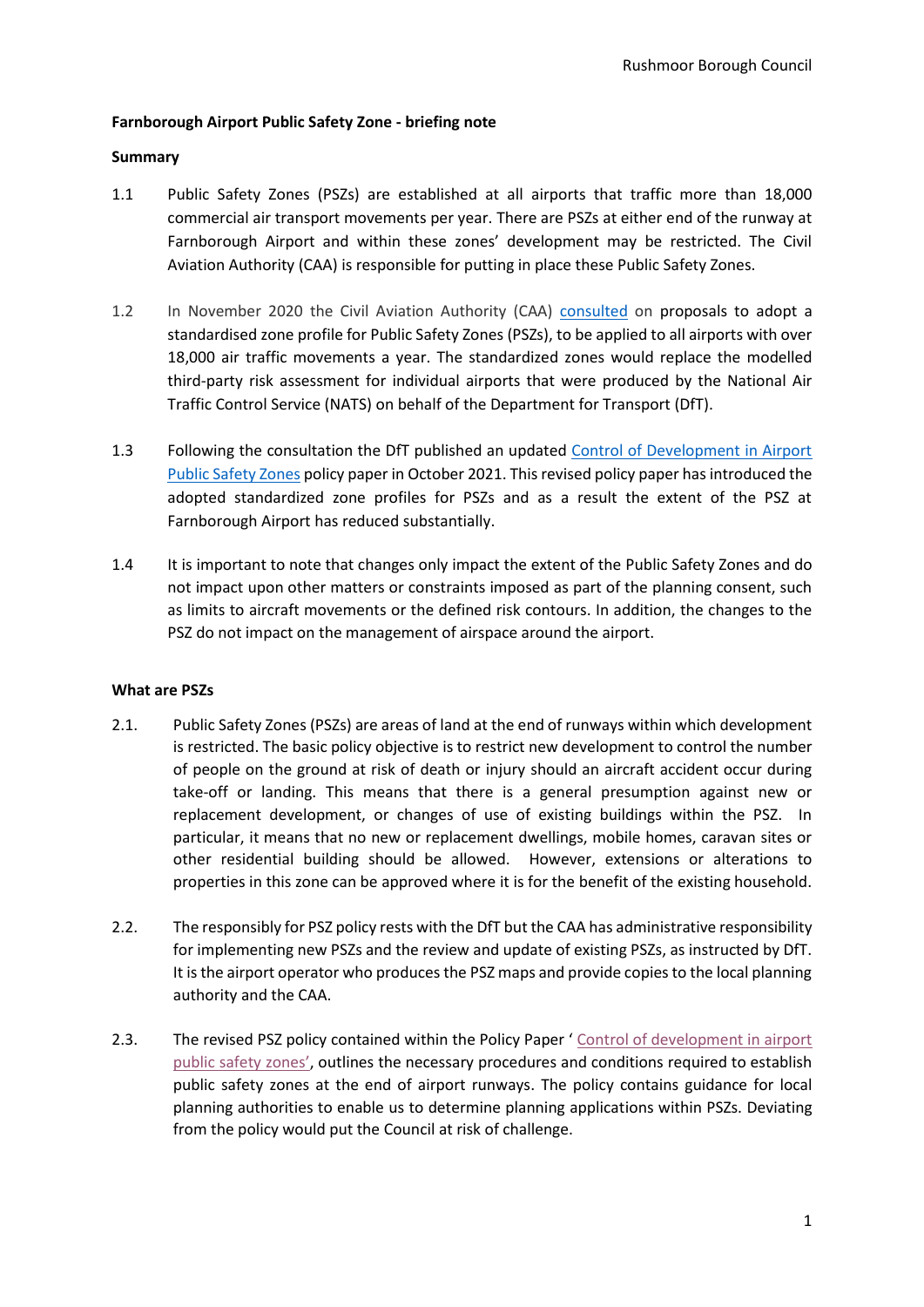Rushmoor Borough Council

**Farnborough Airport Public Safety Zone - briefing note**

**Summary**

1.1 Public Safety Zones (PSZs) are established at all airports that traffic more than 18,000 commercial air transport movements per year. There are PSZs at either end of the runway at Farnborough Airport and within these zones' development may be restricted. The Civil Aviation Authority (CAA) is responsible for putting in place these Public Safety Zones.

1.2 In November 2020 the Civil Aviation Authority (CAA) consulted on proposals to adopt a standardised zone profile for Public Safety Zones (PSZs), to be applied to all airports with over 18,000 air traffic movements a year. The standardized zones would replace the modelled third-party risk assessment for individual airports that were produced by the National Air Traffic Control Service (NATS) on behalf of the Department for Transport (DfT).

1.3 Following the consultation the DfT published an updated Control of Development in Airport Public Safety Zones policy paper in October 2021. This revised policy paper has introduced the adopted standardized zone profiles for PSZs and as a result the extent of the PSZ at Farnborough Airport has reduced substantially.

1.4 It is important to note that changes only impact the extent of the Public Safety Zones and do not impact upon other matters or constraints imposed as part of the planning consent, such as limits to aircraft movements or the defined risk contours. In addition, the changes to the PSZ do not impact on the management of airspace around the airport.

**What are PSZs**

2.1. Public Safety Zones (PSZs) are areas of land at the end of runways within which development is restricted. The basic policy objective is to restrict new development to control the number of people on the ground at risk of death or injury should an aircraft accident occur during take-off or landing. This means that there is a general presumption against new or replacement development, or changes of use of existing buildings within the PSZ. In particular, it means that no new or replacement dwellings, mobile homes, caravan sites or other residential building should be allowed. However, extensions or alterations to properties in this zone can be approved where it is for the benefit of the existing household.

2.2. The responsibly for PSZ policy rests with the DfT but the CAA has administrative responsibility for implementing new PSZs and the review and update of existing PSZs, as instructed by DfT. It is the airport operator who produces the PSZ maps and provide copies to the local planning authority and the CAA.

2.3. The revised PSZ policy contained within the Policy Paper ' Control of development in airport public safety zones', outlines the necessary procedures and conditions required to establish public safety zones at the end of airport runways. The policy contains guidance for local planning authorities to enable us to determine planning applications within PSZs. Deviating from the policy would put the Council at risk of challenge.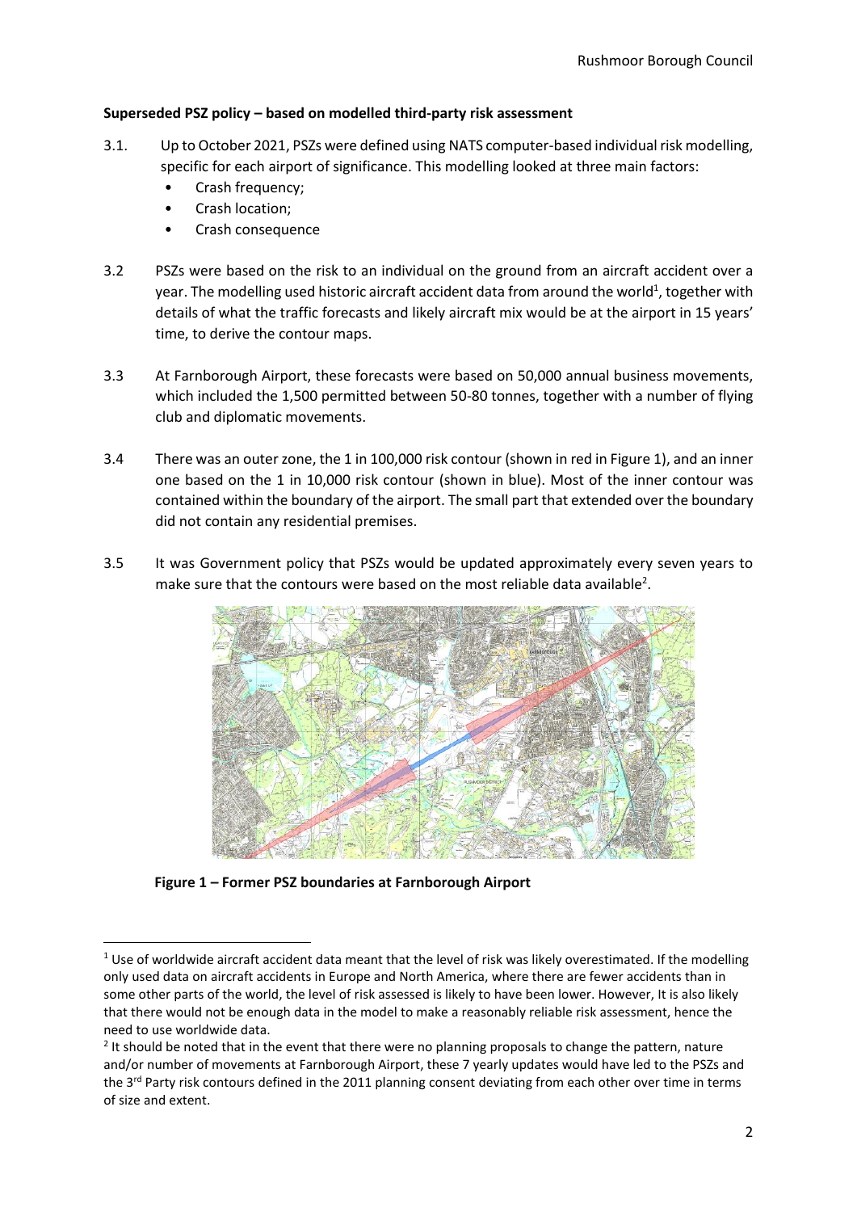**Superseded PSZ policy – based on modelled third-party risk assessment**

3.1. Up to October 2021, PSZs were defined using NATS computer-based individual risk modelling, specific for each airport of significance. This modelling looked at three main factors:

- Crash frequency;
- Crash location;
- Crash consequence

3.2 PSZs were based on the risk to an individual on the ground from an aircraft accident over a year. The modelling used historic aircraft accident data from around the world[1], together with details of what the traffic forecasts and likely aircraft mix would be at the airport in 15 years' time, to derive the contour maps.

3.3 At Farnborough Airport, these forecasts were based on 50,000 annual business movements, which included the 1,500 permitted between 50-80 tonnes, together with a number of flying club and diplomatic movements.

3.4 There was an outer zone, the 1 in 100,000 risk contour (shown in red in Figure 1), and an inner one based on the 1 in 10,000 risk contour (shown in blue). Most of the inner contour was contained within the boundary of the airport. The small part that extended over the boundary did not contain any residential premises.

3.5 It was Government policy that PSZs would be updated approximately every seven years to make sure that the contours were based on the most reliable data available[2].

**Figure 1 – Former PSZ boundaries at Farnborough Airport**

[1] Use of worldwide aircraft accident data meant that the level of risk was likely overestimated. If the modelling only used data on aircraft accidents in Europe and North America, where there are fewer accidents than in some other parts of the world, the level of risk assessed is likely to have been lower. However, It is also likely that there would not be enough data in the model to make a reasonably reliable risk assessment, hence the need to use worldwide data.

[2] It should be noted that in the event that there were no planning proposals to change the pattern, nature and/or number of movements at Farnborough Airport, these 7 yearly updates would have led to the PSZs and the 3rd Party risk contours defined in the 2011 planning consent deviating from each other over time in terms of size and extent.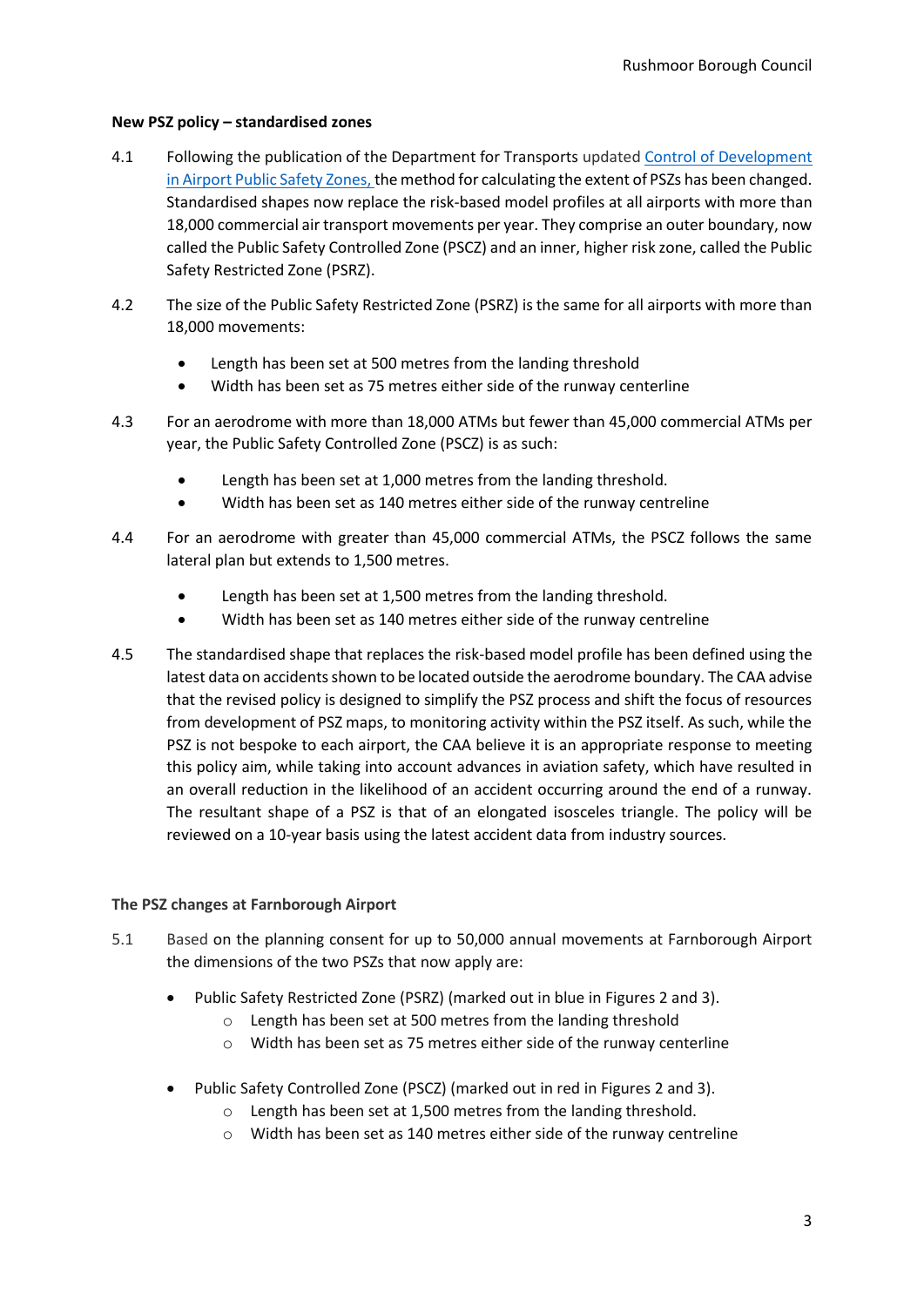**New PSZ policy – standardised zones**

4.1 Following the publication of the Department for Transports updated [Control of Development in Airport Public Safety Zones,](#) the method for calculating the extent of PSZs has been changed. Standardised shapes now replace the risk-based model profiles at all airports with more than 18,000 commercial air transport movements per year. They comprise an outer boundary, now called the Public Safety Controlled Zone (PSCZ) and an inner, higher risk zone, called the Public Safety Restricted Zone (PSRZ).

4.2 The size of the Public Safety Restricted Zone (PSRZ) is the same for all airports with more than 18,000 movements:

- Length has been set at 500 metres from the landing threshold
- Width has been set as 75 metres either side of the runway centerline

4.3 For an aerodrome with more than 18,000 ATMs but fewer than 45,000 commercial ATMs per year, the Public Safety Controlled Zone (PSCZ) is as such:

- Length has been set at 1,000 metres from the landing threshold.
- Width has been set as 140 metres either side of the runway centreline

4.4 For an aerodrome with greater than 45,000 commercial ATMs, the PSCZ follows the same lateral plan but extends to 1,500 metres.

- Length has been set at 1,500 metres from the landing threshold.
- Width has been set as 140 metres either side of the runway centreline

4.5 The standardised shape that replaces the risk-based model profile has been defined using the latest data on accidents shown to be located outside the aerodrome boundary. The CAA advise that the revised policy is designed to simplify the PSZ process and shift the focus of resources from development of PSZ maps, to monitoring activity within the PSZ itself. As such, while the PSZ is not bespoke to each airport, the CAA believe it is an appropriate response to meeting this policy aim, while taking into account advances in aviation safety, which have resulted in an overall reduction in the likelihood of an accident occurring around the end of a runway. The resultant shape of a PSZ is that of an elongated isosceles triangle. The policy will be reviewed on a 10-year basis using the latest accident data from industry sources.

**The PSZ changes at Farnborough Airport**

5.1 Based on the planning consent for up to 50,000 annual movements at Farnborough Airport the dimensions of the two PSZs that now apply are:

- Public Safety Restricted Zone (PSRZ) (marked out in blue in Figures 2 and 3).
  - Length has been set at 500 metres from the landing threshold
  - Width has been set as 75 metres either side of the runway centerline
- Public Safety Controlled Zone (PSCZ) (marked out in red in Figures 2 and 3).
  - Length has been set at 1,500 metres from the landing threshold.
  - Width has been set as 140 metres either side of the runway centreline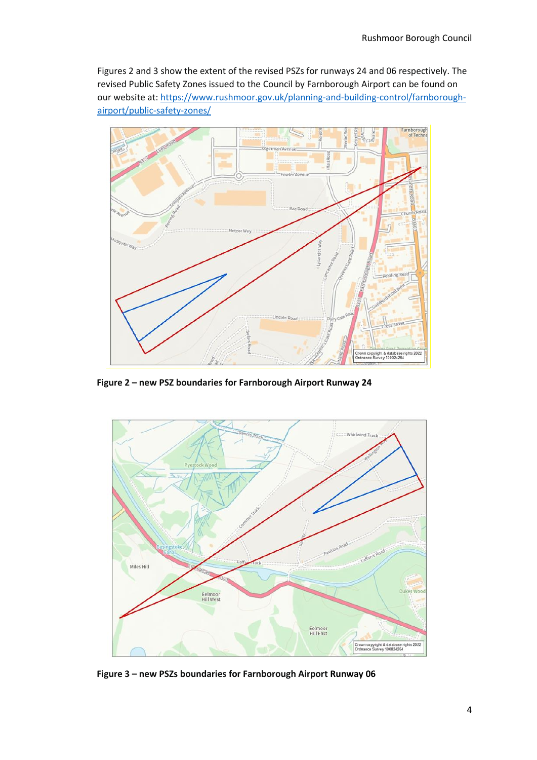Figures 2 and 3 show the extent of the revised PSZs for runways 24 and 06 respectively. The revised Public Safety Zones issued to the Council by Farnborough Airport can be found on our website at: [https://www.rushmoor.gov.uk/planning-and-building-control/farnborough-airport/public-safety-zones/](https://www.rushmoor.gov.uk/planning-and-building-control/farnborough-airport/public-safety-zones/)

**Figure 2 – new PSZ boundaries for Farnborough Airport Runway 24**

**Figure 3 – new PSZs boundaries for Farnborough Airport Runway 06**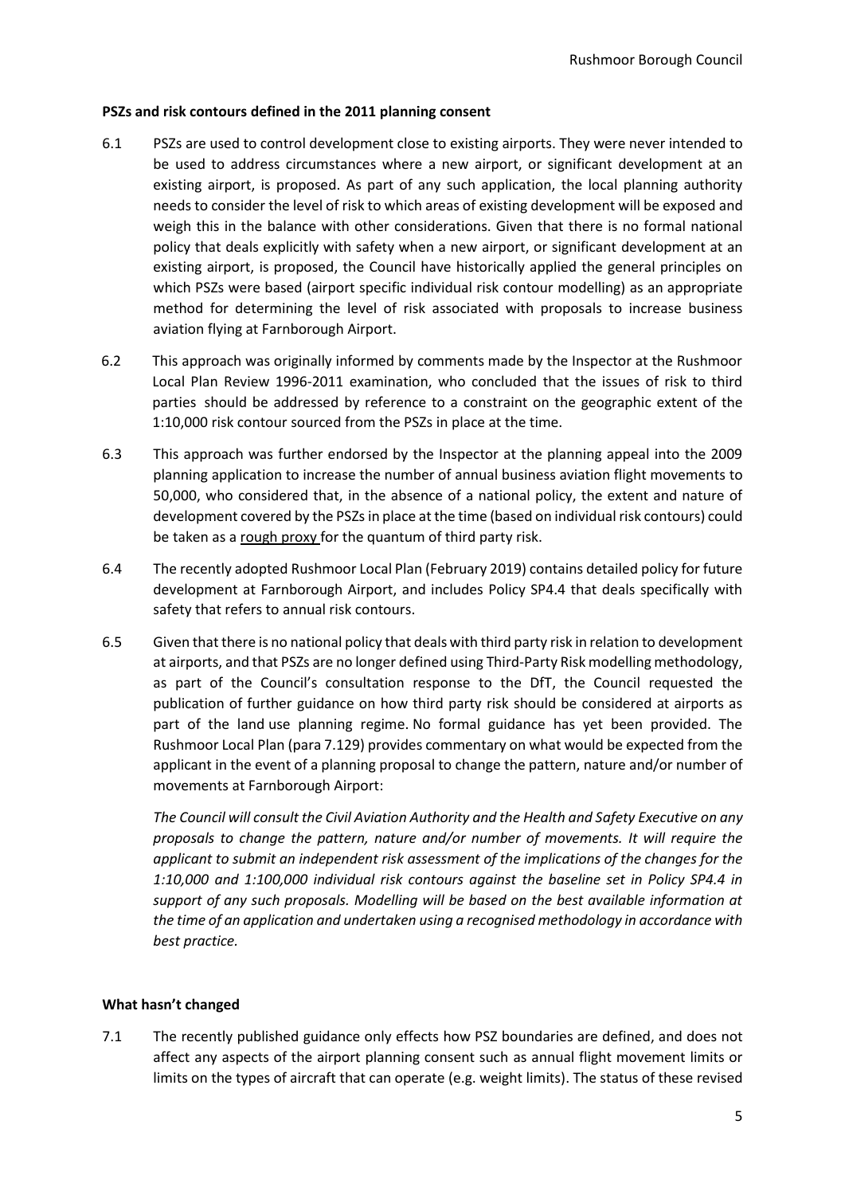**PSZs and risk contours defined in the 2011 planning consent**

6.1 PSZs are used to control development close to existing airports. They were never intended to be used to address circumstances where a new airport, or significant development at an existing airport, is proposed. As part of any such application, the local planning authority needs to consider the level of risk to which areas of existing development will be exposed and weigh this in the balance with other considerations. Given that there is no formal national policy that deals explicitly with safety when a new airport, or significant development at an existing airport, is proposed, the Council have historically applied the general principles on which PSZs were based (airport specific individual risk contour modelling) as an appropriate method for determining the level of risk associated with proposals to increase business aviation flying at Farnborough Airport.

6.2 This approach was originally informed by comments made by the Inspector at the Rushmoor Local Plan Review 1996-2011 examination, who concluded that the issues of risk to third parties should be addressed by reference to a constraint on the geographic extent of the 1:10,000 risk contour sourced from the PSZs in place at the time.

6.3 This approach was further endorsed by the Inspector at the planning appeal into the 2009 planning application to increase the number of annual business aviation flight movements to 50,000, who considered that, in the absence of a national policy, the extent and nature of development covered by the PSZs in place at the time (based on individual risk contours) could be taken as a rough proxy for the quantum of third party risk.

6.4 The recently adopted Rushmoor Local Plan (February 2019) contains detailed policy for future development at Farnborough Airport, and includes Policy SP4.4 that deals specifically with safety that refers to annual risk contours.

6.5 Given that there is no national policy that deals with third party risk in relation to development at airports, and that PSZs are no longer defined using Third-Party Risk modelling methodology, as part of the Council's consultation response to the DfT, the Council requested the publication of further guidance on how third party risk should be considered at airports as part of the land use planning regime. No formal guidance has yet been provided. The Rushmoor Local Plan (para 7.129) provides commentary on what would be expected from the applicant in the event of a planning proposal to change the pattern, nature and/or number of movements at Farnborough Airport:

*The Council will consult the Civil Aviation Authority and the Health and Safety Executive on any proposals to change the pattern, nature and/or number of movements. It will require the applicant to submit an independent risk assessment of the implications of the changes for the 1:10,000 and 1:100,000 individual risk contours against the baseline set in Policy SP4.4 in support of any such proposals. Modelling will be based on the best available information at the time of an application and undertaken using a recognised methodology in accordance with best practice.*

**What hasn't changed**

7.1 The recently published guidance only effects how PSZ boundaries are defined, and does not affect any aspects of the airport planning consent such as annual flight movement limits or limits on the types of aircraft that can operate (e.g. weight limits). The status of these revised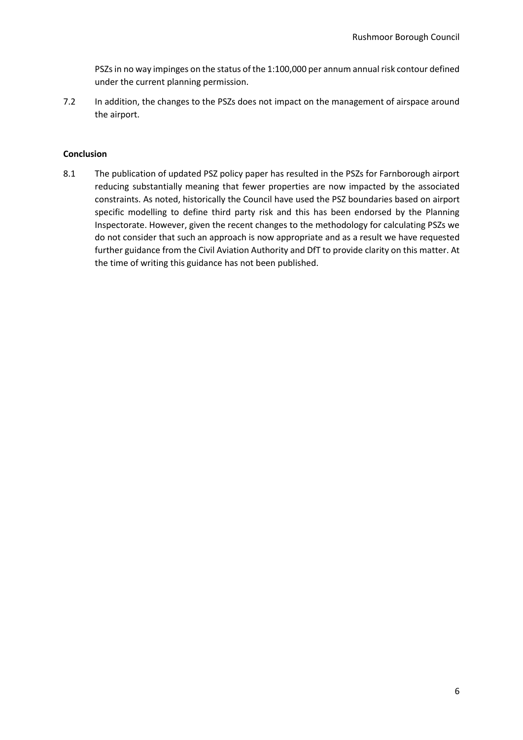PSZs in no way impinges on the status of the 1:100,000 per annum annual risk contour defined under the current planning permission.

7.2 In addition, the changes to the PSZs does not impact on the management of airspace around the airport.

**Conclusion**

8.1 The publication of updated PSZ policy paper has resulted in the PSZs for Farnborough airport reducing substantially meaning that fewer properties are now impacted by the associated constraints. As noted, historically the Council have used the PSZ boundaries based on airport specific modelling to define third party risk and this has been endorsed by the Planning Inspectorate. However, given the recent changes to the methodology for calculating PSZs we do not consider that such an approach is now appropriate and as a result we have requested further guidance from the Civil Aviation Authority and DfT to provide clarity on this matter. At the time of writing this guidance has not been published.